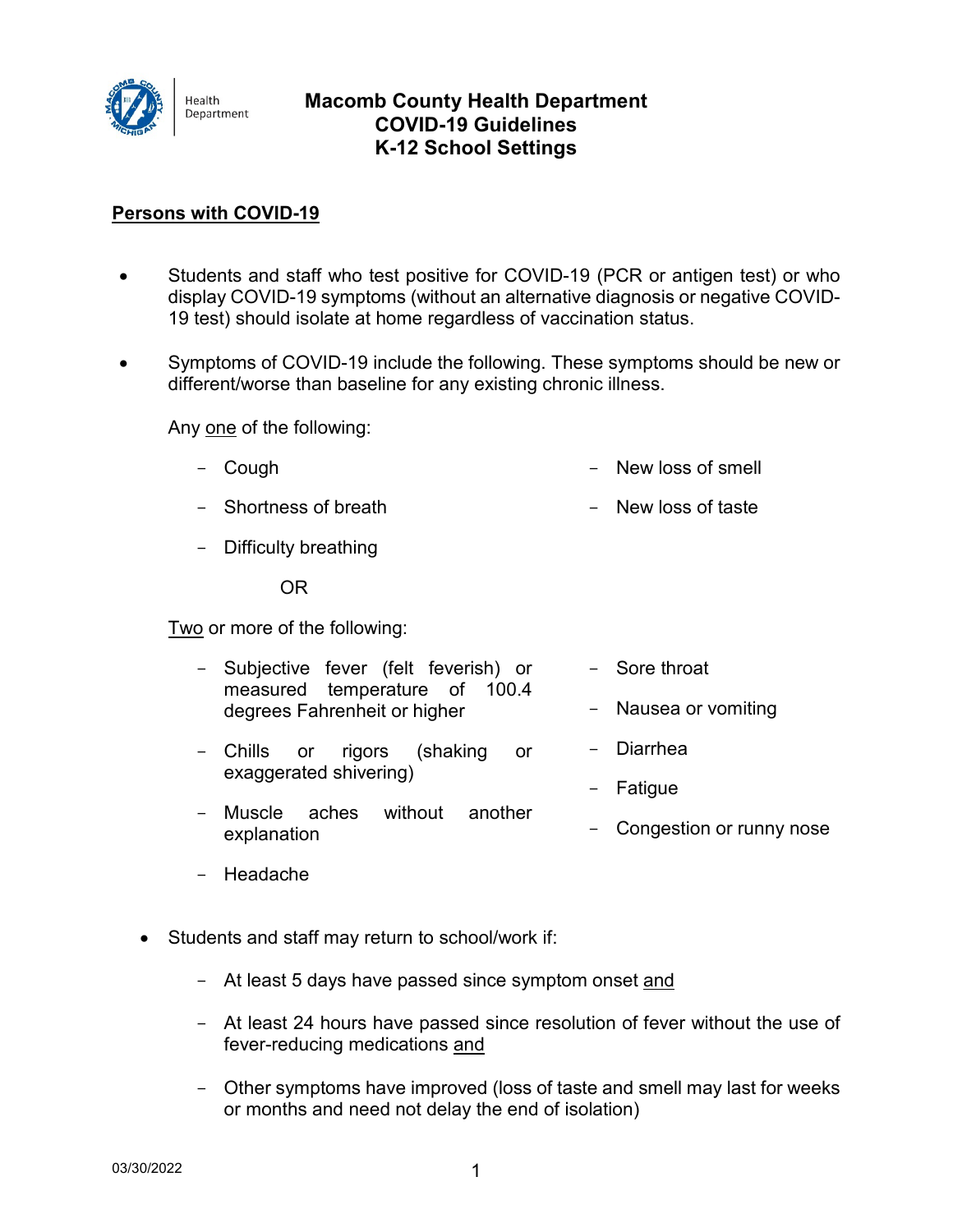# Macomb County Health Department COVID-19 Guidelines K-12 School Settings

## Persons with COVID-19

- Students and staff who test positive for COVID-19 (PCR or antigen test) or who display COVID-19 symptoms (without an alternative diagnosis or negative COVID-19 test) should isolate at home regardless of vaccination status.

- Symptoms of COVID-19 include the following. These symptoms should be new or different/worse than baseline for any existing chronic illness.

  Any one of the following:

  - Cough
  - Shortness of breath
  - Difficulty breathing
  - New loss of smell
  - New loss of taste

  OR

  Two or more of the following:

  - Subjective fever (felt feverish) or measured temperature of 100.4 degrees Fahrenheit or higher
  - Chills or rigors (shaking or exaggerated shivering)
  - Muscle aches without another explanation
  - Headache
  - Sore throat
  - Nausea or vomiting
  - Diarrhea
  - Fatigue
  - Congestion or runny nose

- Students and staff may return to school/work if:

  - At least 5 days have passed since symptom onset and
  - At least 24 hours have passed since resolution of fever without the use of fever-reducing medications and
  - Other symptoms have improved (loss of taste and smell may last for weeks or months and need not delay the end of isolation)

03/30/2022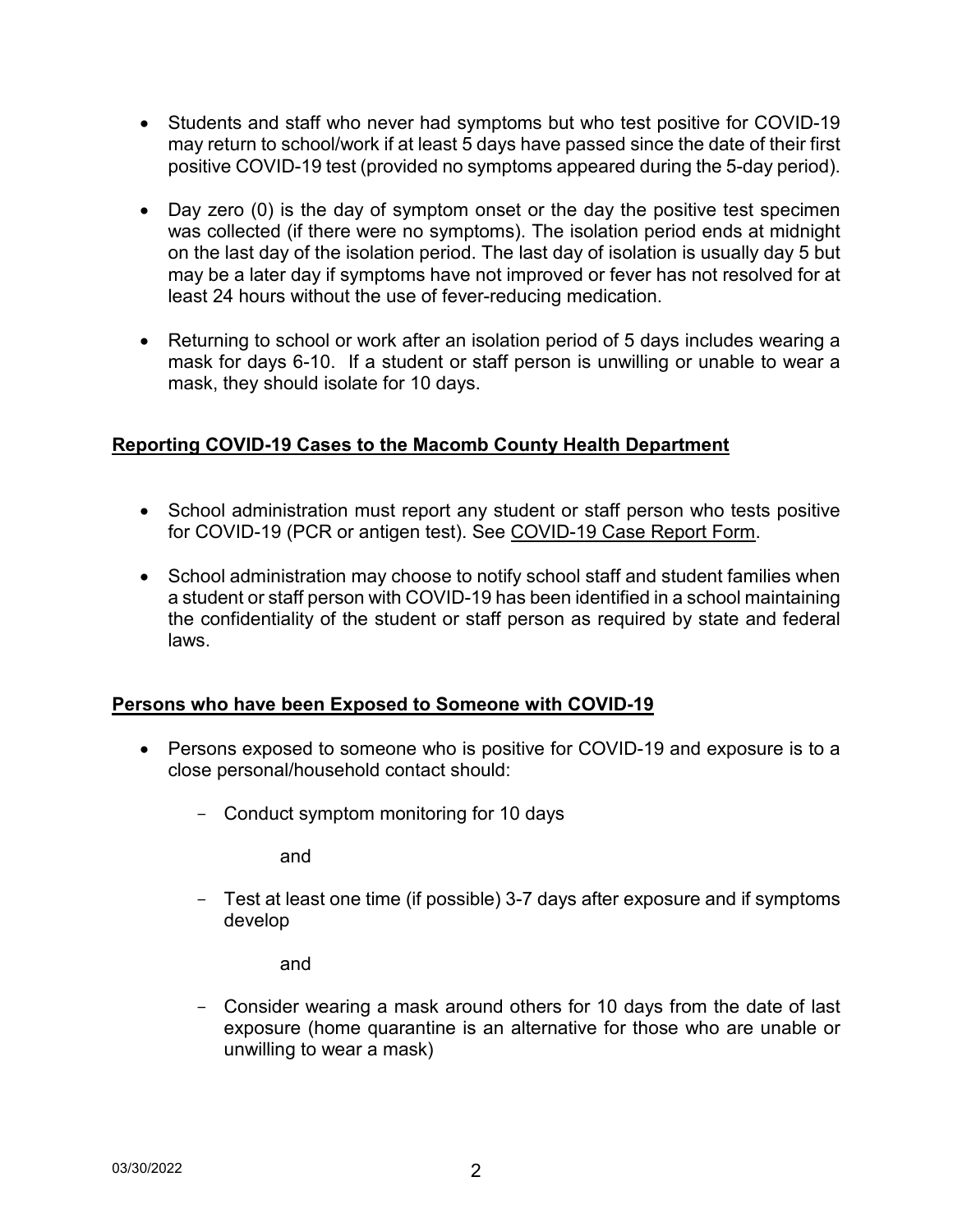- Students and staff who never had symptoms but who test positive for COVID-19 may return to school/work if at least 5 days have passed since the date of their first positive COVID-19 test (provided no symptoms appeared during the 5-day period).

- Day zero (0) is the day of symptom onset or the day the positive test specimen was collected (if there were no symptoms). The isolation period ends at midnight on the last day of the isolation period. The last day of isolation is usually day 5 but may be a later day if symptoms have not improved or fever has not resolved for at least 24 hours without the use of fever-reducing medication.

- Returning to school or work after an isolation period of 5 days includes wearing a mask for days 6-10. If a student or staff person is unwilling or unable to wear a mask, they should isolate for 10 days.

## Reporting COVID-19 Cases to the Macomb County Health Department

- School administration must report any student or staff person who tests positive for COVID-19 (PCR or antigen test). See COVID-19 Case Report Form.

- School administration may choose to notify school staff and student families when a student or staff person with COVID-19 has been identified in a school maintaining the confidentiality of the student or staff person as required by state and federal laws.

## Persons who have been Exposed to Someone with COVID-19

- Persons exposed to someone who is positive for COVID-19 and exposure is to a close personal/household contact should:

  - Conduct symptom monitoring for 10 days

    and

  - Test at least one time (if possible) 3-7 days after exposure and if symptoms develop

    and

  - Consider wearing a mask around others for 10 days from the date of last exposure (home quarantine is an alternative for those who are unable or unwilling to wear a mask)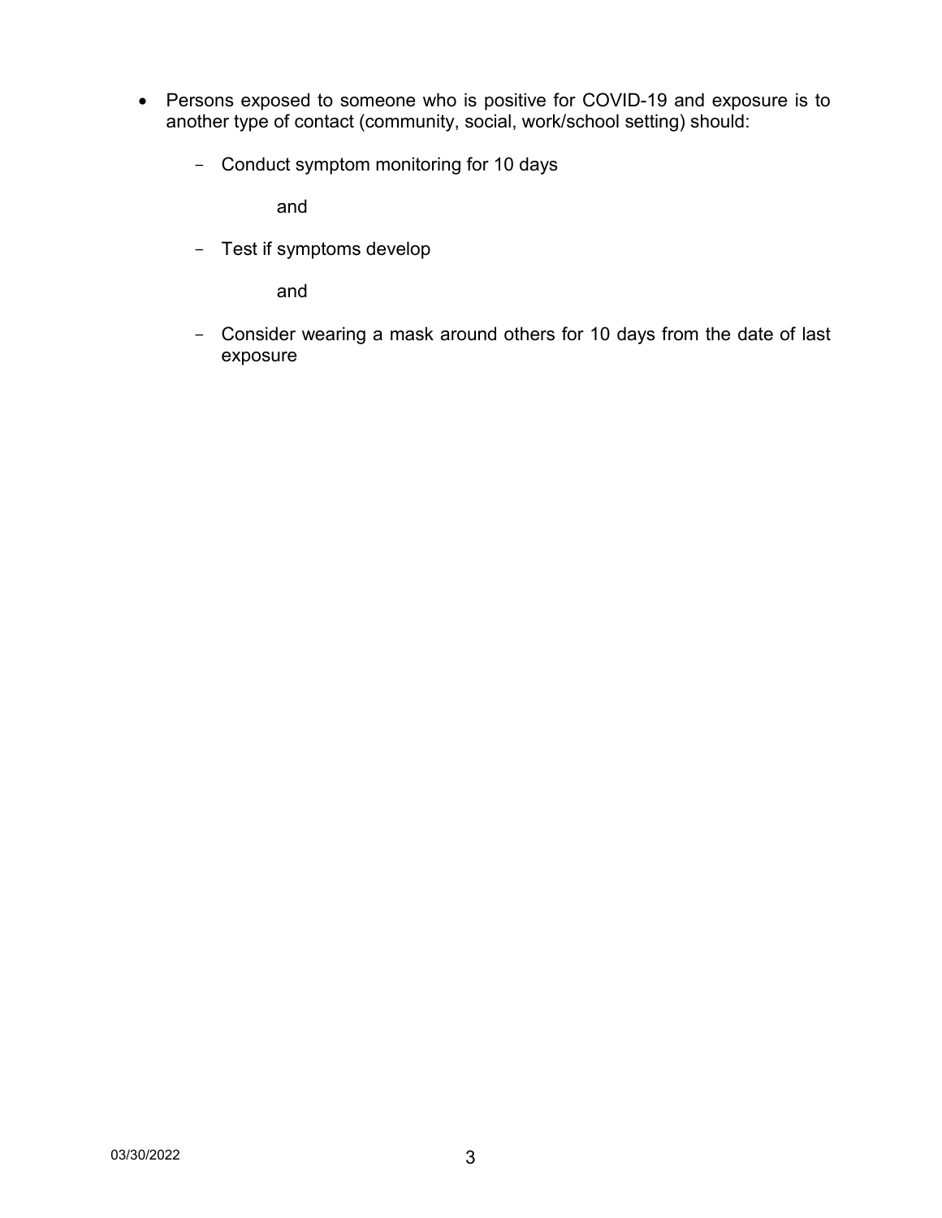- Persons exposed to someone who is positive for COVID-19 and exposure is to another type of contact (community, social, work/school setting) should:

    - Conduct symptom monitoring for 10 days

        and

    - Test if symptoms develop

        and

    - Consider wearing a mask around others for 10 days from the date of last exposure